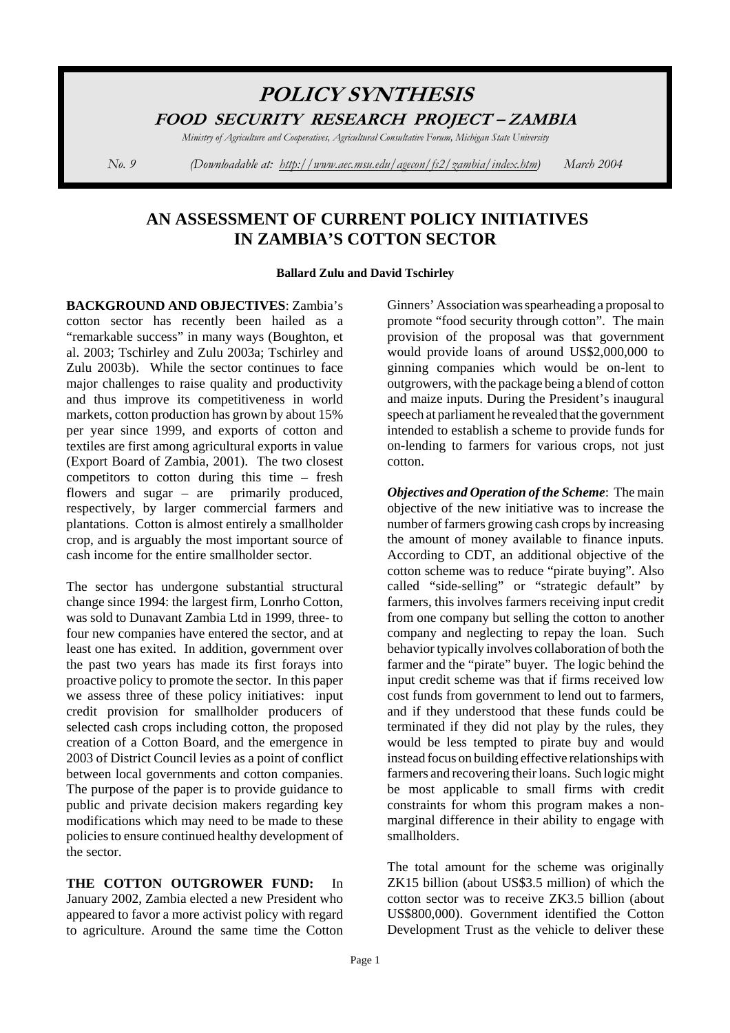# POLICY SYNTHESIS

## FOOD SECURITY RESEARCH PROJECT – ZAMBIA

*Ministry of Agriculture and Cooperatives, Agricultural Consultative Forum, Michigan State University*

*No. 9* *(Downloadable at: http://www.aec.msu.edu/agecon/fs2/zambia/index.htm)* *March 2004*

# AN ASSESSMENT OF CURRENT POLICY INITIATIVES IN ZAMBIA'S COTTON SECTOR

**Ballard Zulu and David Tschirley**

**BACKGROUND AND OBJECTIVES**: Zambia's cotton sector has recently been hailed as a "remarkable success" in many ways (Boughton, et al. 2003; Tschirley and Zulu 2003a; Tschirley and Zulu 2003b). While the sector continues to face major challenges to raise quality and productivity and thus improve its competitiveness in world markets, cotton production has grown by about 15% per year since 1999, and exports of cotton and textiles are first among agricultural exports in value (Export Board of Zambia, 2001). The two closest competitors to cotton during this time – fresh flowers and sugar – are primarily produced, respectively, by larger commercial farmers and plantations. Cotton is almost entirely a smallholder crop, and is arguably the most important source of cash income for the entire smallholder sector.

The sector has undergone substantial structural change since 1994: the largest firm, Lonrho Cotton, was sold to Dunavant Zambia Ltd in 1999, three- to four new companies have entered the sector, and at least one has exited. In addition, government over the past two years has made its first forays into proactive policy to promote the sector. In this paper we assess three of these policy initiatives: input credit provision for smallholder producers of selected cash crops including cotton, the proposed creation of a Cotton Board, and the emergence in 2003 of District Council levies as a point of conflict between local governments and cotton companies. The purpose of the paper is to provide guidance to public and private decision makers regarding key modifications which may need to be made to these policies to ensure continued healthy development of the sector.

**THE COTTON OUTGROWER FUND:** In January 2002, Zambia elected a new President who appeared to favor a more activist policy with regard to agriculture. Around the same time the Cotton Ginners' Association was spearheading a proposal to promote "food security through cotton". The main provision of the proposal was that government would provide loans of around US$2,000,000 to ginning companies which would be on-lent to outgrowers, with the package being a blend of cotton and maize inputs. During the President's inaugural speech at parliament he revealed that the government intended to establish a scheme to provide funds for on-lending to farmers for various crops, not just cotton.

***Objectives and Operation of the Scheme***: The main objective of the new initiative was to increase the number of farmers growing cash crops by increasing the amount of money available to finance inputs. According to CDT, an additional objective of the cotton scheme was to reduce "pirate buying". Also called "side-selling" or "strategic default" by farmers, this involves farmers receiving input credit from one company but selling the cotton to another company and neglecting to repay the loan. Such behavior typically involves collaboration of both the farmer and the "pirate" buyer. The logic behind the input credit scheme was that if firms received low cost funds from government to lend out to farmers, and if they understood that these funds could be terminated if they did not play by the rules, they would be less tempted to pirate buy and would instead focus on building effective relationships with farmers and recovering their loans. Such logic might be most applicable to small firms with credit constraints for whom this program makes a non-marginal difference in their ability to engage with smallholders.

The total amount for the scheme was originally ZK15 billion (about US$3.5 million) of which the cotton sector was to receive ZK3.5 billion (about US$800,000). Government identified the Cotton Development Trust as the vehicle to deliver these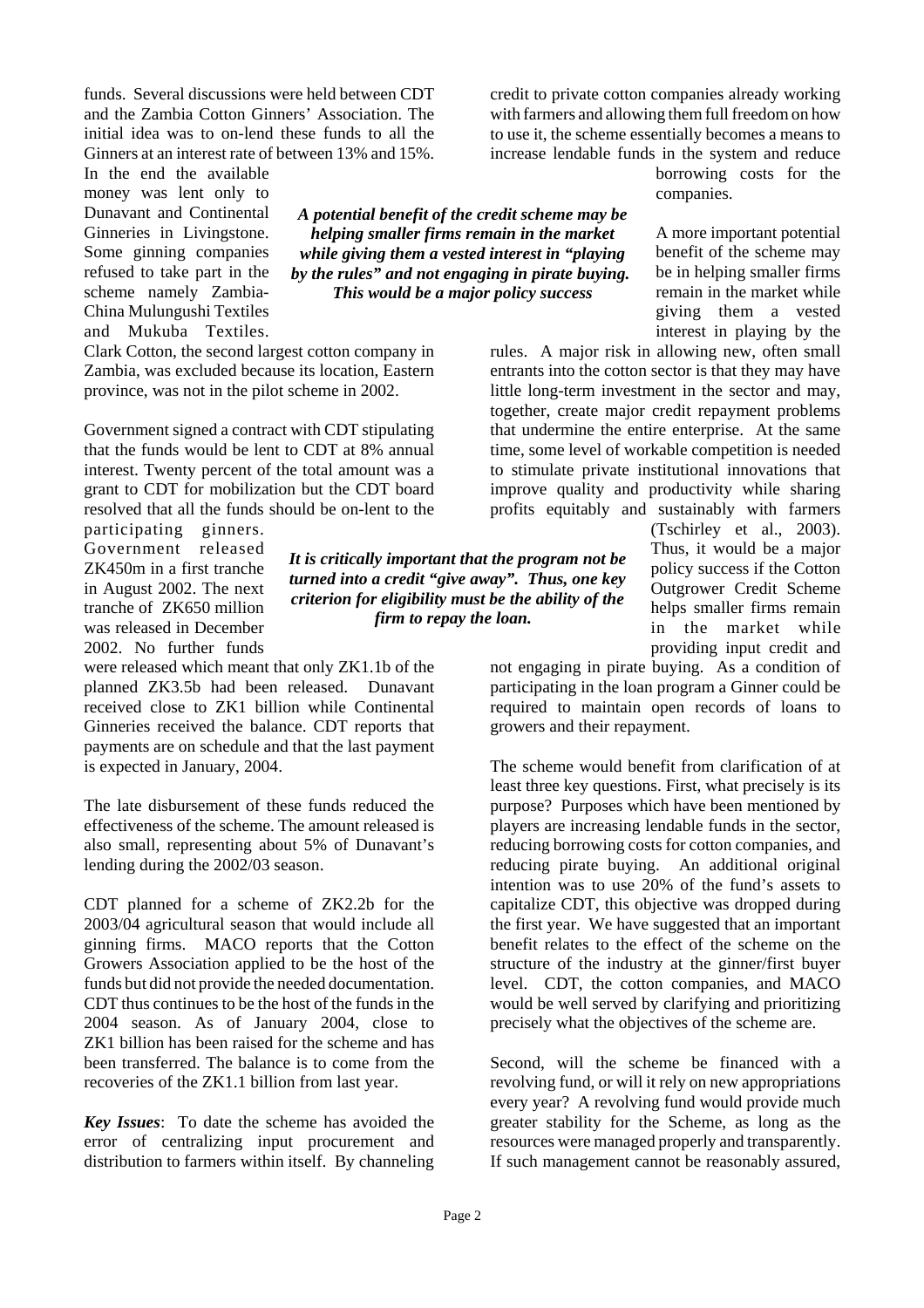funds. Several discussions were held between CDT and the Zambia Cotton Ginners' Association. The initial idea was to on-lend these funds to all the Ginners at an interest rate of between 13% and 15%. In the end the available money was lent only to Dunavant and Continental Ginneries in Livingstone. Some ginning companies refused to take part in the scheme namely Zambia-China Mulungushi Textiles and Mukuba Textiles. Clark Cotton, the second largest cotton company in Zambia, was excluded because its location, Eastern province, was not in the pilot scheme in 2002.

***A potential benefit of the credit scheme may be helping smaller firms remain in the market while giving them a vested interest in "playing by the rules" and not engaging in pirate buying. This would be a major policy success***

Government signed a contract with CDT stipulating that the funds would be lent to CDT at 8% annual interest. Twenty percent of the total amount was a grant to CDT for mobilization but the CDT board resolved that all the funds should be on-lent to the participating ginners. Government released ZK450m in a first tranche in August 2002. The next tranche of ZK650 million was released in December 2002. No further funds were released which meant that only ZK1.1b of the planned ZK3.5b had been released. Dunavant received close to ZK1 billion while Continental Ginneries received the balance. CDT reports that payments are on schedule and that the last payment is expected in January, 2004.

***It is critically important that the program not be turned into a credit "give away". Thus, one key criterion for eligibility must be the ability of the firm to repay the loan.***

The late disbursement of these funds reduced the effectiveness of the scheme. The amount released is also small, representing about 5% of Dunavant's lending during the 2002/03 season.

CDT planned for a scheme of ZK2.2b for the 2003/04 agricultural season that would include all ginning firms. MACO reports that the Cotton Growers Association applied to be the host of the funds but did not provide the needed documentation. CDT thus continues to be the host of the funds in the 2004 season. As of January 2004, close to ZK1 billion has been raised for the scheme and has been transferred. The balance is to come from the recoveries of the ZK1.1 billion from last year.

***Key Issues***: To date the scheme has avoided the error of centralizing input procurement and distribution to farmers within itself. By channeling credit to private cotton companies already working with farmers and allowing them full freedom on how to use it, the scheme essentially becomes a means to increase lendable funds in the system and reduce borrowing costs for the companies.

A more important potential benefit of the scheme may be in helping smaller firms remain in the market while giving them a vested interest in playing by the rules. A major risk in allowing new, often small entrants into the cotton sector is that they may have little long-term investment in the sector and may, together, create major credit repayment problems that undermine the entire enterprise. At the same time, some level of workable competition is needed to stimulate private institutional innovations that improve quality and productivity while sharing profits equitably and sustainably with farmers (Tschirley et al., 2003). Thus, it would be a major policy success if the Cotton Outgrower Credit Scheme helps smaller firms remain in the market while providing input credit and not engaging in pirate buying. As a condition of participating in the loan program a Ginner could be required to maintain open records of loans to growers and their repayment.

The scheme would benefit from clarification of at least three key questions. First, what precisely is its purpose? Purposes which have been mentioned by players are increasing lendable funds in the sector, reducing borrowing costs for cotton companies, and reducing pirate buying. An additional original intention was to use 20% of the fund's assets to capitalize CDT, this objective was dropped during the first year. We have suggested that an important benefit relates to the effect of the scheme on the structure of the industry at the ginner/first buyer level. CDT, the cotton companies, and MACO would be well served by clarifying and prioritizing precisely what the objectives of the scheme are.

Second, will the scheme be financed with a revolving fund, or will it rely on new appropriations every year? A revolving fund would provide much greater stability for the Scheme, as long as the resources were managed properly and transparently. If such management cannot be reasonably assured,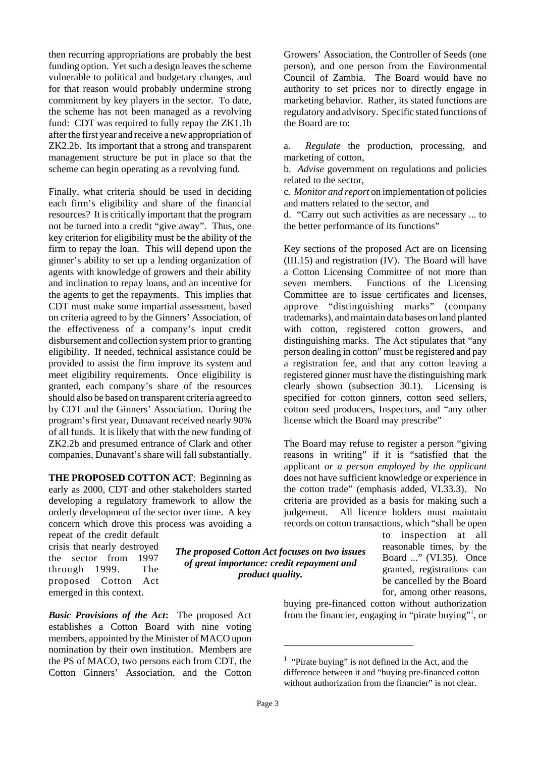then recurring appropriations are probably the best funding option. Yet such a design leaves the scheme vulnerable to political and budgetary changes, and for that reason would probably undermine strong commitment by key players in the sector. To date, the scheme has not been managed as a revolving fund: CDT was required to fully repay the ZK1.1b after the first year and receive a new appropriation of ZK2.2b. Its important that a strong and transparent management structure be put in place so that the scheme can begin operating as a revolving fund.

Finally, what criteria should be used in deciding each firm's eligibility and share of the financial resources? It is critically important that the program not be turned into a credit "give away". Thus, one key criterion for eligibility must be the ability of the firm to repay the loan. This will depend upon the ginner's ability to set up a lending organization of agents with knowledge of growers and their ability and inclination to repay loans, and an incentive for the agents to get the repayments. This implies that CDT must make some impartial assessment, based on criteria agreed to by the Ginners' Association, of the effectiveness of a company's input credit disbursement and collection system prior to granting eligibility. If needed, technical assistance could be provided to assist the firm improve its system and meet eligibility requirements. Once eligibility is granted, each company's share of the resources should also be based on transparent criteria agreed to by CDT and the Ginners' Association. During the program's first year, Dunavant received nearly 90% of all funds. It is likely that with the new funding of ZK2.2b and presumed entrance of Clark and other companies, Dunavant's share will fall substantially.

**THE PROPOSED COTTON ACT**: Beginning as early as 2000, CDT and other stakeholders started developing a regulatory framework to allow the orderly development of the sector over time. A key concern which drove this process was avoiding a repeat of the credit default crisis that nearly destroyed the sector from 1997 through 1999. The proposed Cotton Act emerged in this context.

***The proposed Cotton Act focuses on two issues of great importance: credit repayment and product quality.***

***Basic Provisions of the Act*:** The proposed Act establishes a Cotton Board with nine voting members, appointed by the Minister of MACO upon nomination by their own institution. Members are the PS of MACO, two persons each from CDT, the Cotton Ginners' Association, and the Cotton Growers' Association, the Controller of Seeds (one person), and one person from the Environmental Council of Zambia. The Board would have no authority to set prices nor to directly engage in marketing behavior. Rather, its stated functions are regulatory and advisory. Specific stated functions of the Board are to:

a. *Regulate* the production, processing, and marketing of cotton,

b. *Advise* government on regulations and policies related to the sector,

c. *Monitor and report* on implementation of policies and matters related to the sector, and

d. "Carry out such activities as are necessary ... to the better performance of its functions"

Key sections of the proposed Act are on licensing (III.15) and registration (IV). The Board will have a Cotton Licensing Committee of not more than seven members. Functions of the Licensing Committee are to issue certificates and licenses, approve "distinguishing marks" (company trademarks), and maintain data bases on land planted with cotton, registered cotton growers, and distinguishing marks. The Act stipulates that "any person dealing in cotton" must be registered and pay a registration fee, and that any cotton leaving a registered ginner must have the distinguishing mark clearly shown (subsection 30.1). Licensing is specified for cotton ginners, cotton seed sellers, cotton seed producers, Inspectors, and "any other license which the Board may prescribe"

The Board may refuse to register a person "giving reasons in writing" if it is "satisfied that the applicant *or a person employed by the applicant* does not have sufficient knowledge or experience in the cotton trade" (emphasis added, VI.33.3). No criteria are provided as a basis for making such a judgement. All licence holders must maintain records on cotton transactions, which "shall be open to inspection at all reasonable times, by the Board ..." (VI.35). Once granted, registrations can be cancelled by the Board for, among other reasons, buying pre-financed cotton without authorization from the financier, engaging in "pirate buying"[1], or

---

[1] "Pirate buying" is not defined in the Act, and the difference between it and "buying pre-financed cotton without authorization from the financier" is not clear.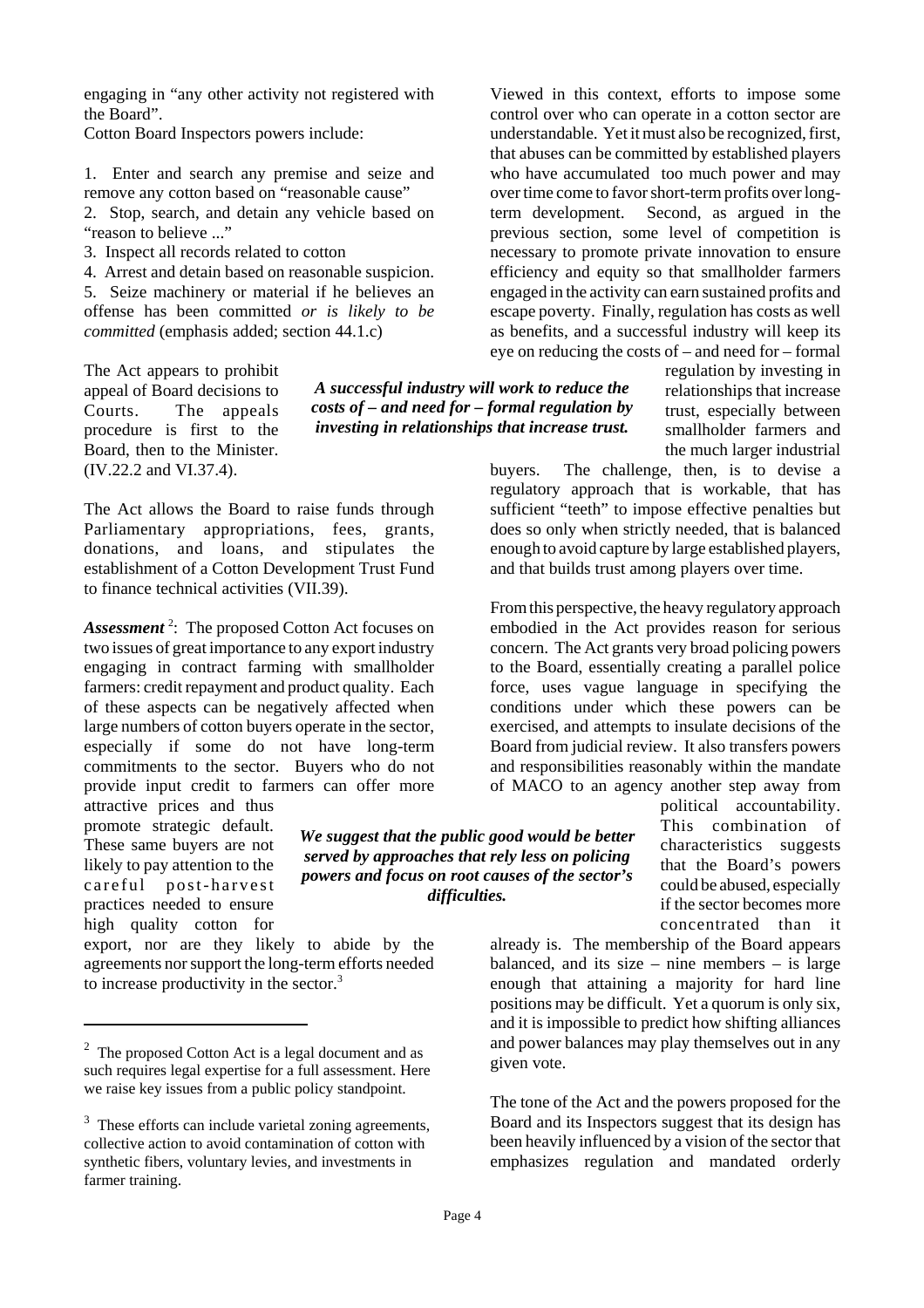engaging in "any other activity not registered with the Board".

Cotton Board Inspectors powers include:

1. Enter and search any premise and seize and remove any cotton based on "reasonable cause"
2. Stop, search, and detain any vehicle based on "reason to believe ..."
3. Inspect all records related to cotton
4. Arrest and detain based on reasonable suspicion.
5. Seize machinery or material if he believes an offense has been committed *or is likely to be committed* (emphasis added; section 44.1.c)

The Act appears to prohibit appeal of Board decisions to Courts. The appeals procedure is first to the Board, then to the Minister. (IV.22.2 and VI.37.4).

The Act allows the Board to raise funds through Parliamentary appropriations, fees, grants, donations, and loans, and stipulates the establishment of a Cotton Development Trust Fund to finance technical activities (VII.39).

***Assessment***[2]: The proposed Cotton Act focuses on two issues of great importance to any export industry engaging in contract farming with smallholder farmers: credit repayment and product quality. Each of these aspects can be negatively affected when large numbers of cotton buyers operate in the sector, especially if some do not have long-term commitments to the sector. Buyers who do not provide input credit to farmers can offer more attractive prices and thus promote strategic default. These same buyers are not likely to pay attention to the careful post-harvest practices needed to ensure high quality cotton for export, nor are they likely to abide by the agreements nor support the long-term efforts needed to increase productivity in the sector.[3]

Viewed in this context, efforts to impose some control over who can operate in a cotton sector are understandable. Yet it must also be recognized, first, that abuses can be committed by established players who have accumulated too much power and may over time come to favor short-term profits over long-term development. Second, as argued in the previous section, some level of competition is necessary to promote private innovation to ensure efficiency and equity so that smallholder farmers engaged in the activity can earn sustained profits and escape poverty. Finally, regulation has costs as well as benefits, and a successful industry will keep its eye on reducing the costs of – and need for – formal regulation by investing in relationships that increase trust, especially between smallholder farmers and the much larger industrial buyers. The challenge, then, is to devise a regulatory approach that is workable, that has sufficient "teeth" to impose effective penalties but does so only when strictly needed, that is balanced enough to avoid capture by large established players, and that builds trust among players over time.

***A successful industry will work to reduce the costs of – and need for – formal regulation by investing in relationships that increase trust.***

From this perspective, the heavy regulatory approach embodied in the Act provides reason for serious concern. The Act grants very broad policing powers to the Board, essentially creating a parallel police force, uses vague language in specifying the conditions under which these powers can be exercised, and attempts to insulate decisions of the Board from judicial review. It also transfers powers and responsibilities reasonably within the mandate of MACO to an agency another step away from political accountability. This combination of characteristics suggests that the Board's powers could be abused, especially if the sector becomes more concentrated than it already is. The membership of the Board appears balanced, and its size – nine members – is large enough that attaining a majority for hard line positions may be difficult. Yet a quorum is only six, and it is impossible to predict how shifting alliances and power balances may play themselves out in any given vote.

***We suggest that the public good would be better served by approaches that rely less on policing powers and focus on root causes of the sector's difficulties.***

The tone of the Act and the powers proposed for the Board and its Inspectors suggest that its design has been heavily influenced by a vision of the sector that emphasizes regulation and mandated orderly

---

[2] The proposed Cotton Act is a legal document and as such requires legal expertise for a full assessment. Here we raise key issues from a public policy standpoint.

[3] These efforts can include varietal zoning agreements, collective action to avoid contamination of cotton with synthetic fibers, voluntary levies, and investments in farmer training.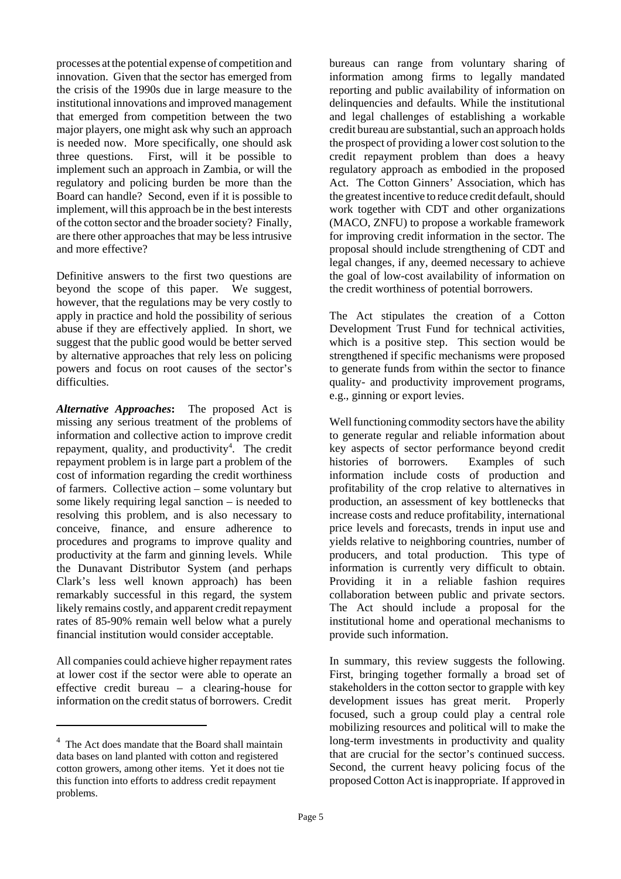processes at the potential expense of competition and innovation. Given that the sector has emerged from the crisis of the 1990s due in large measure to the institutional innovations and improved management that emerged from competition between the two major players, one might ask why such an approach is needed now. More specifically, one should ask three questions. First, will it be possible to implement such an approach in Zambia, or will the regulatory and policing burden be more than the Board can handle? Second, even if it is possible to implement, will this approach be in the best interests of the cotton sector and the broader society? Finally, are there other approaches that may be less intrusive and more effective?

Definitive answers to the first two questions are beyond the scope of this paper. We suggest, however, that the regulations may be very costly to apply in practice and hold the possibility of serious abuse if they are effectively applied. In short, we suggest that the public good would be better served by alternative approaches that rely less on policing powers and focus on root causes of the sector's difficulties.

***Alternative Approaches*:** The proposed Act is missing any serious treatment of the problems of information and collective action to improve credit repayment, quality, and productivity[4]. The credit repayment problem is in large part a problem of the cost of information regarding the credit worthiness of farmers. Collective action – some voluntary but some likely requiring legal sanction – is needed to resolving this problem, and is also necessary to conceive, finance, and ensure adherence to procedures and programs to improve quality and productivity at the farm and ginning levels. While the Dunavant Distributor System (and perhaps Clark's less well known approach) has been remarkably successful in this regard, the system likely remains costly, and apparent credit repayment rates of 85-90% remain well below what a purely financial institution would consider acceptable.

All companies could achieve higher repayment rates at lower cost if the sector were able to operate an effective credit bureau – a clearing-house for information on the credit status of borrowers. Credit bureaus can range from voluntary sharing of information among firms to legally mandated reporting and public availability of information on delinquencies and defaults. While the institutional and legal challenges of establishing a workable credit bureau are substantial, such an approach holds the prospect of providing a lower cost solution to the credit repayment problem than does a heavy regulatory approach as embodied in the proposed Act. The Cotton Ginners' Association, which has the greatest incentive to reduce credit default, should work together with CDT and other organizations (MACO, ZNFU) to propose a workable framework for improving credit information in the sector. The proposal should include strengthening of CDT and legal changes, if any, deemed necessary to achieve the goal of low-cost availability of information on the credit worthiness of potential borrowers.

The Act stipulates the creation of a Cotton Development Trust Fund for technical activities, which is a positive step. This section would be strengthened if specific mechanisms were proposed to generate funds from within the sector to finance quality- and productivity improvement programs, e.g., ginning or export levies.

Well functioning commodity sectors have the ability to generate regular and reliable information about key aspects of sector performance beyond credit histories of borrowers. Examples of such information include costs of production and profitability of the crop relative to alternatives in production, an assessment of key bottlenecks that increase costs and reduce profitability, international price levels and forecasts, trends in input use and yields relative to neighboring countries, number of producers, and total production. This type of information is currently very difficult to obtain. Providing it in a reliable fashion requires collaboration between public and private sectors. The Act should include a proposal for the institutional home and operational mechanisms to provide such information.

In summary, this review suggests the following. First, bringing together formally a broad set of stakeholders in the cotton sector to grapple with key development issues has great merit. Properly focused, such a group could play a central role mobilizing resources and political will to make the long-term investments in productivity and quality that are crucial for the sector's continued success. Second, the current heavy policing focus of the proposed Cotton Act is inappropriate. If approved in

[4] The Act does mandate that the Board shall maintain data bases on land planted with cotton and registered cotton growers, among other items. Yet it does not tie this function into efforts to address credit repayment problems.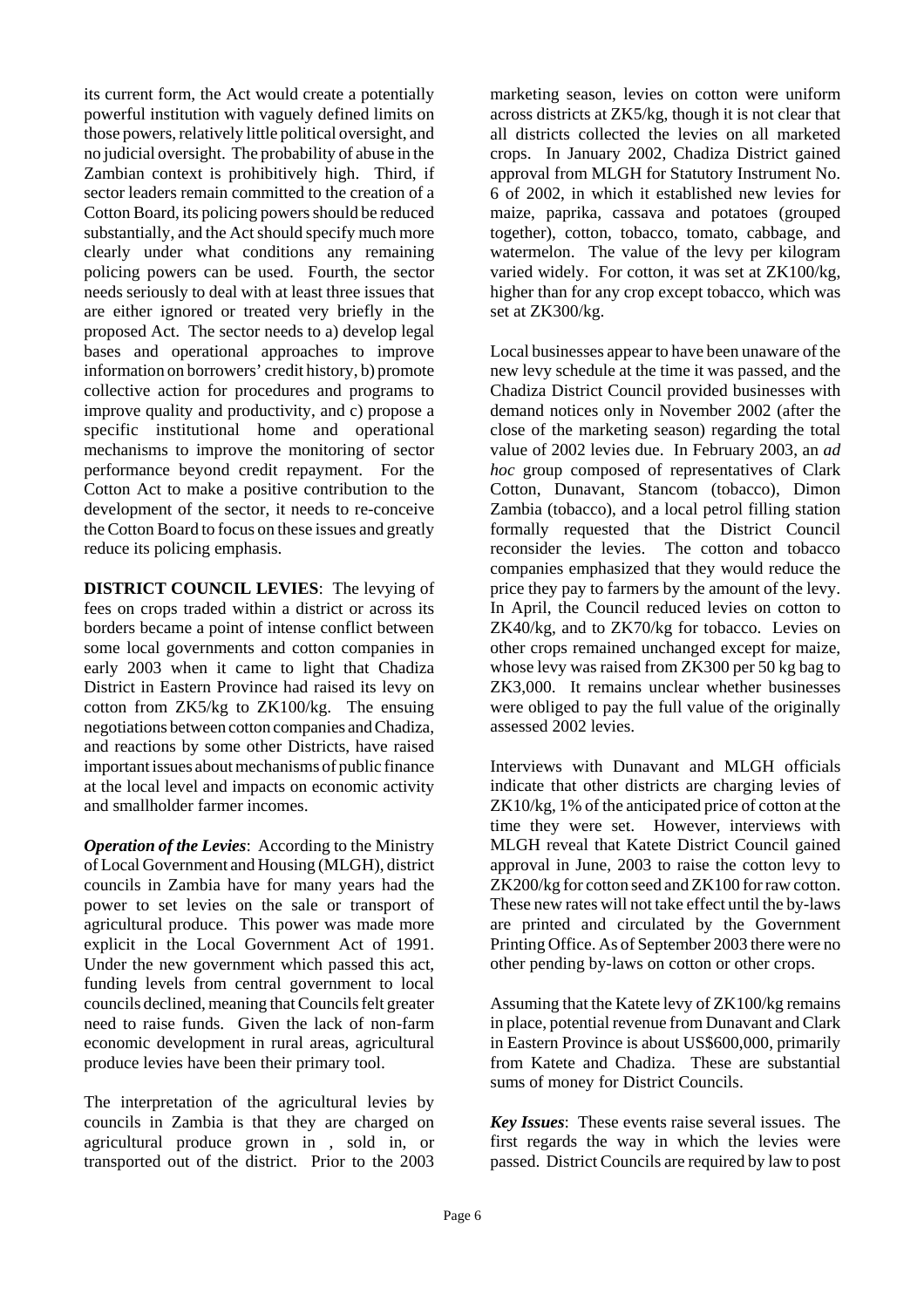its current form, the Act would create a potentially powerful institution with vaguely defined limits on those powers, relatively little political oversight, and no judicial oversight. The probability of abuse in the Zambian context is prohibitively high. Third, if sector leaders remain committed to the creation of a Cotton Board, its policing powers should be reduced substantially, and the Act should specify much more clearly under what conditions any remaining policing powers can be used. Fourth, the sector needs seriously to deal with at least three issues that are either ignored or treated very briefly in the proposed Act. The sector needs to a) develop legal bases and operational approaches to improve information on borrowers' credit history, b) promote collective action for procedures and programs to improve quality and productivity, and c) propose a specific institutional home and operational mechanisms to improve the monitoring of sector performance beyond credit repayment. For the Cotton Act to make a positive contribution to the development of the sector, it needs to re-conceive the Cotton Board to focus on these issues and greatly reduce its policing emphasis.

**DISTRICT COUNCIL LEVIES**: The levying of fees on crops traded within a district or across its borders became a point of intense conflict between some local governments and cotton companies in early 2003 when it came to light that Chadiza District in Eastern Province had raised its levy on cotton from ZK5/kg to ZK100/kg. The ensuing negotiations between cotton companies and Chadiza, and reactions by some other Districts, have raised important issues about mechanisms of public finance at the local level and impacts on economic activity and smallholder farmer incomes.

***Operation of the Levies***: According to the Ministry of Local Government and Housing (MLGH), district councils in Zambia have for many years had the power to set levies on the sale or transport of agricultural produce. This power was made more explicit in the Local Government Act of 1991. Under the new government which passed this act, funding levels from central government to local councils declined, meaning that Councils felt greater need to raise funds. Given the lack of non-farm economic development in rural areas, agricultural produce levies have been their primary tool.

The interpretation of the agricultural levies by councils in Zambia is that they are charged on agricultural produce grown in , sold in, or transported out of the district. Prior to the 2003 marketing season, levies on cotton were uniform across districts at ZK5/kg, though it is not clear that all districts collected the levies on all marketed crops. In January 2002, Chadiza District gained approval from MLGH for Statutory Instrument No. 6 of 2002, in which it established new levies for maize, paprika, cassava and potatoes (grouped together), cotton, tobacco, tomato, cabbage, and watermelon. The value of the levy per kilogram varied widely. For cotton, it was set at ZK100/kg, higher than for any crop except tobacco, which was set at ZK300/kg.

Local businesses appear to have been unaware of the new levy schedule at the time it was passed, and the Chadiza District Council provided businesses with demand notices only in November 2002 (after the close of the marketing season) regarding the total value of 2002 levies due. In February 2003, an *ad hoc* group composed of representatives of Clark Cotton, Dunavant, Stancom (tobacco), Dimon Zambia (tobacco), and a local petrol filling station formally requested that the District Council reconsider the levies. The cotton and tobacco companies emphasized that they would reduce the price they pay to farmers by the amount of the levy. In April, the Council reduced levies on cotton to ZK40/kg, and to ZK70/kg for tobacco. Levies on other crops remained unchanged except for maize, whose levy was raised from ZK300 per 50 kg bag to ZK3,000. It remains unclear whether businesses were obliged to pay the full value of the originally assessed 2002 levies.

Interviews with Dunavant and MLGH officials indicate that other districts are charging levies of ZK10/kg, 1% of the anticipated price of cotton at the time they were set. However, interviews with MLGH reveal that Katete District Council gained approval in June, 2003 to raise the cotton levy to ZK200/kg for cotton seed and ZK100 for raw cotton. These new rates will not take effect until the by-laws are printed and circulated by the Government Printing Office. As of September 2003 there were no other pending by-laws on cotton or other crops.

Assuming that the Katete levy of ZK100/kg remains in place, potential revenue from Dunavant and Clark in Eastern Province is about US$600,000, primarily from Katete and Chadiza. These are substantial sums of money for District Councils.

***Key Issues***: These events raise several issues. The first regards the way in which the levies were passed. District Councils are required by law to post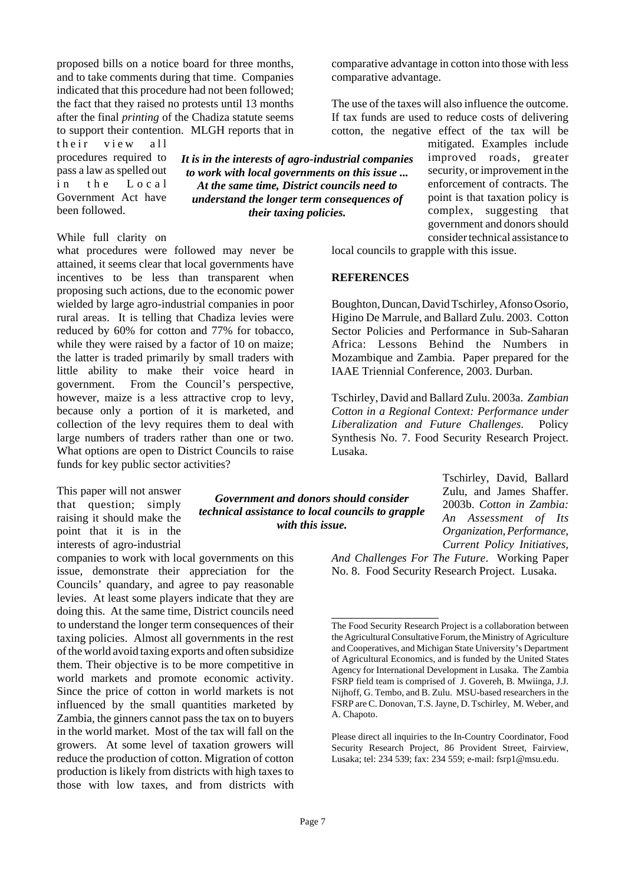proposed bills on a notice board for three months, and to take comments during that time. Companies indicated that this procedure had not been followed; the fact that they raised no protests until 13 months after the final *printing* of the Chadiza statute seems to support their contention. MLGH reports that in their view all procedures required to pass a law as spelled out in the Local Government Act have been followed.

***It is in the interests of agro-industrial companies to work with local governments on this issue ... At the same time, District councils need to understand the longer term consequences of their taxing policies.***

While full clarity on what procedures were followed may never be attained, it seems clear that local governments have incentives to be less than transparent when proposing such actions, due to the economic power wielded by large agro-industrial companies in poor rural areas. It is telling that Chadiza levies were reduced by 60% for cotton and 77% for tobacco, while they were raised by a factor of 10 on maize; the latter is traded primarily by small traders with little ability to make their voice heard in government. From the Council's perspective, however, maize is a less attractive crop to levy, because only a portion of it is marketed, and collection of the levy requires them to deal with large numbers of traders rather than one or two. What options are open to District Councils to raise funds for key public sector activities?

This paper will not answer that question; simply raising it should make the point that it is in the interests of agro-industrial companies to work with local governments on this issue, demonstrate their appreciation for the Councils' quandary, and agree to pay reasonable levies. At least some players indicate that they are doing this. At the same time, District councils need to understand the longer term consequences of their taxing policies. Almost all governments in the rest of the world avoid taxing exports and often subsidize them. Their objective is to be more competitive in world markets and promote economic activity. Since the price of cotton in world markets is not influenced by the small quantities marketed by Zambia, the ginners cannot pass the tax on to buyers in the world market. Most of the tax will fall on the growers. At some level of taxation growers will reduce the production of cotton. Migration of cotton production is likely from districts with high taxes to those with low taxes, and from districts with comparative advantage in cotton into those with less comparative advantage.

The use of the taxes will also influence the outcome. If tax funds are used to reduce costs of delivering cotton, the negative effect of the tax will be mitigated. Examples include improved roads, greater security, or improvement in the enforcement of contracts. The point is that taxation policy is complex, suggesting that government and donors should consider technical assistance to local councils to grapple with this issue.

***Government and donors should consider technical assistance to local councils to grapple with this issue.***

## REFERENCES

Boughton, Duncan, David Tschirley, Afonso Osorio, Higino De Marrule, and Ballard Zulu. 2003. Cotton Sector Policies and Performance in Sub-Saharan Africa: Lessons Behind the Numbers in Mozambique and Zambia. Paper prepared for the IAAE Triennial Conference, 2003. Durban.

Tschirley, David and Ballard Zulu. 2003a. *Zambian Cotton in a Regional Context: Performance under Liberalization and Future Challenges.* Policy Synthesis No. 7. Food Security Research Project. Lusaka.

Tschirley, David, Ballard Zulu, and James Shaffer. 2003b. *Cotton in Zambia: An Assessment of Its Organization, Performance, Current Policy Initiatives, And Challenges For The Future*. Working Paper No. 8. Food Security Research Project. Lusaka.

---

The Food Security Research Project is a collaboration between the Agricultural Consultative Forum, the Ministry of Agriculture and Cooperatives, and Michigan State University's Department of Agricultural Economics, and is funded by the United States Agency for International Development in Lusaka. The Zambia FSRP field team is comprised of J. Govereh, B. Mwiinga, J.J. Nijhoff, G. Tembo, and B. Zulu. MSU-based researchers in the FSRP are C. Donovan, T.S. Jayne, D. Tschirley, M. Weber, and A. Chapoto.

Please direct all inquiries to the In-Country Coordinator, Food Security Research Project, 86 Provident Street, Fairview, Lusaka; tel: 234 539; fax: 234 559; e-mail: fsrp1@msu.edu.